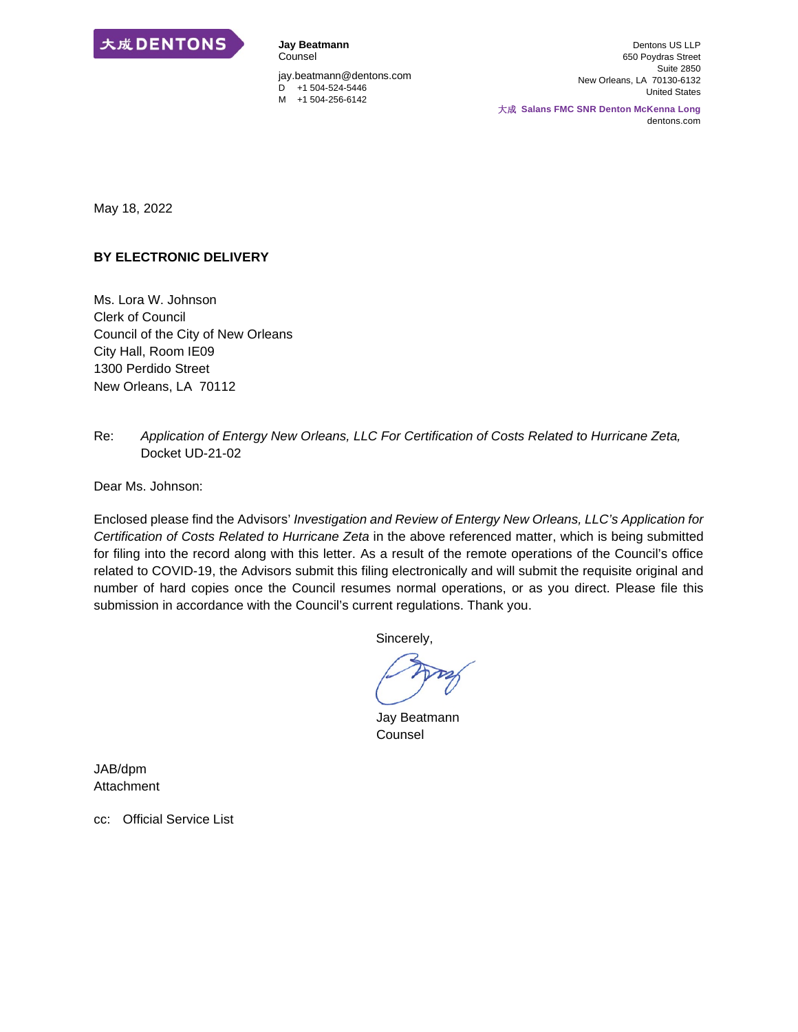大成 DENTONS

**Jay Beatmann**
Counsel

jay.beatmann@dentons.com
D +1 504-524-5446
M +1 504-256-6142

Dentons US LLP
650 Poydras Street
Suite 2850
New Orleans, LA 70130-6132
United States

大成 **Salans FMC SNR Denton McKenna Long**
dentons.com

May 18, 2022

**BY ELECTRONIC DELIVERY**

Ms. Lora W. Johnson
Clerk of Council
Council of the City of New Orleans
City Hall, Room IE09
1300 Perdido Street
New Orleans, LA 70112

Re: *Application of Entergy New Orleans, LLC For Certification of Costs Related to Hurricane Zeta,* Docket UD-21-02

Dear Ms. Johnson:

Enclosed please find the Advisors' *Investigation and Review of Entergy New Orleans, LLC's Application for Certification of Costs Related to Hurricane Zeta* in the above referenced matter, which is being submitted for filing into the record along with this letter. As a result of the remote operations of the Council's office related to COVID-19, the Advisors submit this filing electronically and will submit the requisite original and number of hard copies once the Council resumes normal operations, or as you direct. Please file this submission in accordance with the Council's current regulations. Thank you.

Sincerely,

Jay Beatmann
Counsel

JAB/dpm
Attachment

cc: Official Service List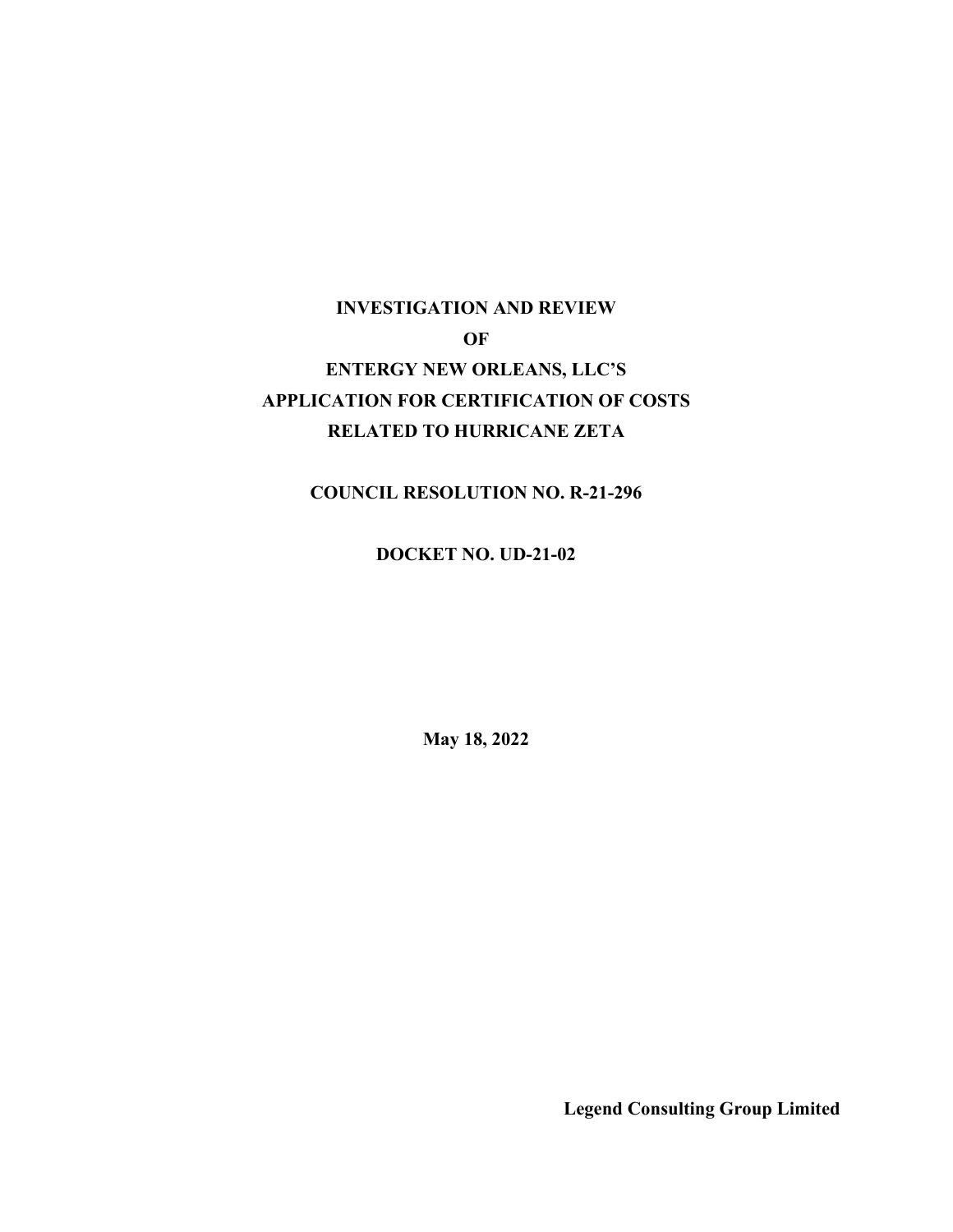# INVESTIGATION AND REVIEW OF ENTERGY NEW ORLEANS, LLC'S APPLICATION FOR CERTIFICATION OF COSTS RELATED TO HURRICANE ZETA

**COUNCIL RESOLUTION NO. R-21-296**

**DOCKET NO. UD-21-02**

**May 18, 2022**

**Legend Consulting Group Limited**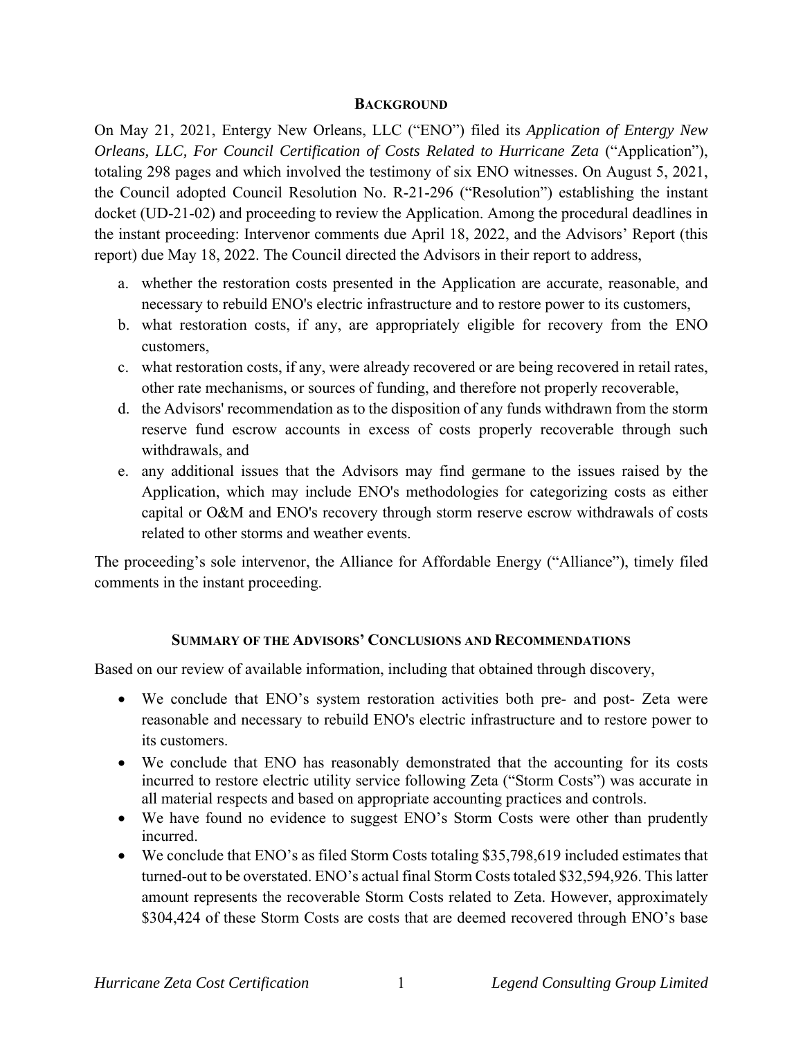## BACKGROUND

On May 21, 2021, Entergy New Orleans, LLC ("ENO") filed its *Application of Entergy New Orleans, LLC, For Council Certification of Costs Related to Hurricane Zeta* ("Application"), totaling 298 pages and which involved the testimony of six ENO witnesses. On August 5, 2021, the Council adopted Council Resolution No. R-21-296 ("Resolution") establishing the instant docket (UD-21-02) and proceeding to review the Application. Among the procedural deadlines in the instant proceeding: Intervenor comments due April 18, 2022, and the Advisors' Report (this report) due May 18, 2022. The Council directed the Advisors in their report to address,

a. whether the restoration costs presented in the Application are accurate, reasonable, and necessary to rebuild ENO's electric infrastructure and to restore power to its customers,
b. what restoration costs, if any, are appropriately eligible for recovery from the ENO customers,
c. what restoration costs, if any, were already recovered or are being recovered in retail rates, other rate mechanisms, or sources of funding, and therefore not properly recoverable,
d. the Advisors' recommendation as to the disposition of any funds withdrawn from the storm reserve fund escrow accounts in excess of costs properly recoverable through such withdrawals, and
e. any additional issues that the Advisors may find germane to the issues raised by the Application, which may include ENO's methodologies for categorizing costs as either capital or O&M and ENO's recovery through storm reserve escrow withdrawals of costs related to other storms and weather events.

The proceeding's sole intervenor, the Alliance for Affordable Energy ("Alliance"), timely filed comments in the instant proceeding.

## SUMMARY OF THE ADVISORS' CONCLUSIONS AND RECOMMENDATIONS

Based on our review of available information, including that obtained through discovery,

- We conclude that ENO's system restoration activities both pre- and post- Zeta were reasonable and necessary to rebuild ENO's electric infrastructure and to restore power to its customers.
- We conclude that ENO has reasonably demonstrated that the accounting for its costs incurred to restore electric utility service following Zeta ("Storm Costs") was accurate in all material respects and based on appropriate accounting practices and controls.
- We have found no evidence to suggest ENO's Storm Costs were other than prudently incurred.
- We conclude that ENO's as filed Storm Costs totaling $35,798,619 included estimates that turned-out to be overstated. ENO's actual final Storm Costs totaled $32,594,926. This latter amount represents the recoverable Storm Costs related to Zeta. However, approximately $304,424 of these Storm Costs are costs that are deemed recovered through ENO's base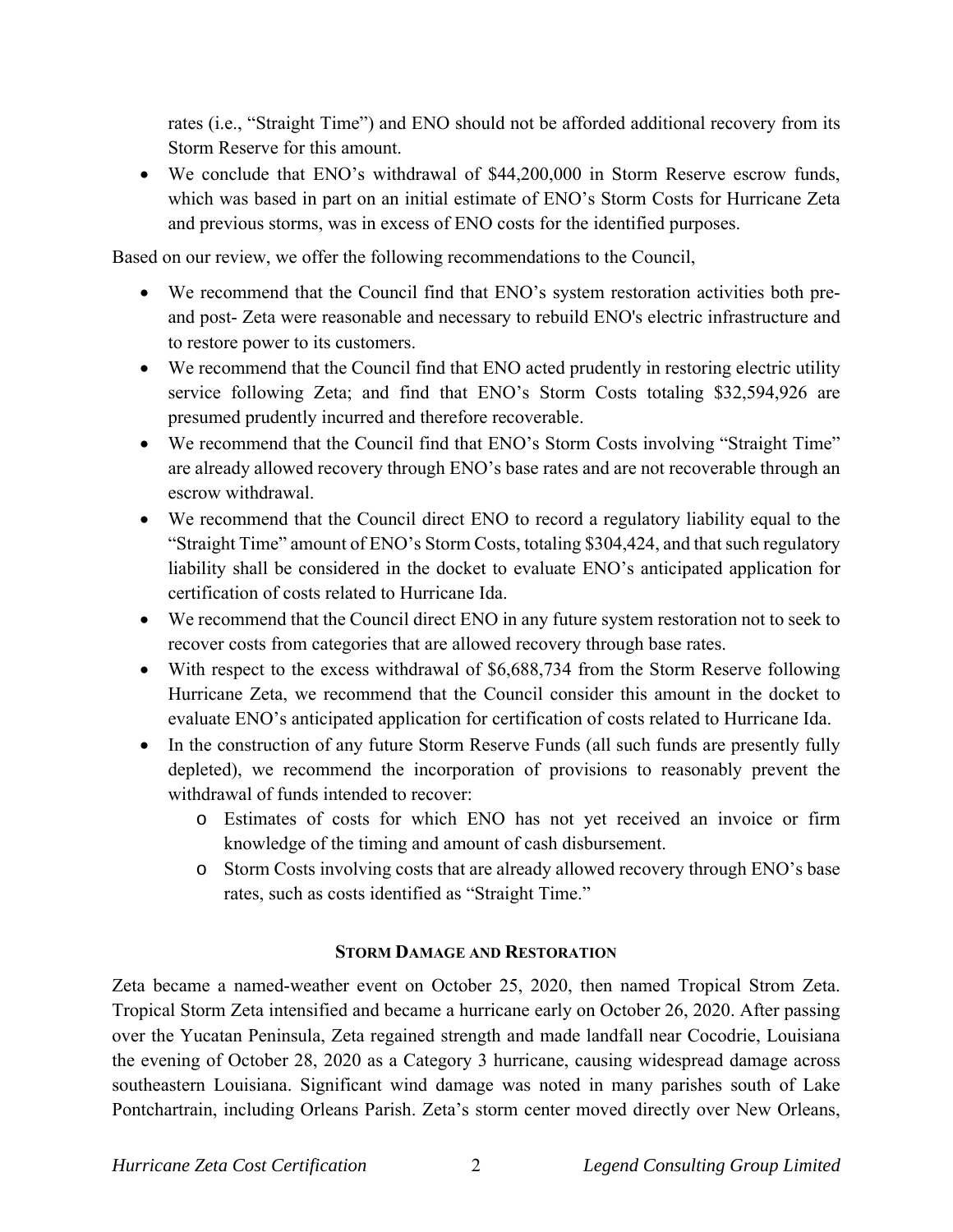rates (i.e., "Straight Time") and ENO should not be afforded additional recovery from its Storm Reserve for this amount.

- We conclude that ENO's withdrawal of $44,200,000 in Storm Reserve escrow funds, which was based in part on an initial estimate of ENO's Storm Costs for Hurricane Zeta and previous storms, was in excess of ENO costs for the identified purposes.

Based on our review, we offer the following recommendations to the Council,

- We recommend that the Council find that ENO's system restoration activities both pre- and post- Zeta were reasonable and necessary to rebuild ENO's electric infrastructure and to restore power to its customers.
- We recommend that the Council find that ENO acted prudently in restoring electric utility service following Zeta; and find that ENO's Storm Costs totaling $32,594,926 are presumed prudently incurred and therefore recoverable.
- We recommend that the Council find that ENO's Storm Costs involving "Straight Time" are already allowed recovery through ENO's base rates and are not recoverable through an escrow withdrawal.
- We recommend that the Council direct ENO to record a regulatory liability equal to the "Straight Time" amount of ENO's Storm Costs, totaling $304,424, and that such regulatory liability shall be considered in the docket to evaluate ENO's anticipated application for certification of costs related to Hurricane Ida.
- We recommend that the Council direct ENO in any future system restoration not to seek to recover costs from categories that are allowed recovery through base rates.
- With respect to the excess withdrawal of $6,688,734 from the Storm Reserve following Hurricane Zeta, we recommend that the Council consider this amount in the docket to evaluate ENO's anticipated application for certification of costs related to Hurricane Ida.
- In the construction of any future Storm Reserve Funds (all such funds are presently fully depleted), we recommend the incorporation of provisions to reasonably prevent the withdrawal of funds intended to recover:
    - Estimates of costs for which ENO has not yet received an invoice or firm knowledge of the timing and amount of cash disbursement.
    - Storm Costs involving costs that are already allowed recovery through ENO's base rates, such as costs identified as "Straight Time."

## STORM DAMAGE AND RESTORATION

Zeta became a named-weather event on October 25, 2020, then named Tropical Strom Zeta. Tropical Storm Zeta intensified and became a hurricane early on October 26, 2020. After passing over the Yucatan Peninsula, Zeta regained strength and made landfall near Cocodrie, Louisiana the evening of October 28, 2020 as a Category 3 hurricane, causing widespread damage across southeastern Louisiana. Significant wind damage was noted in many parishes south of Lake Pontchartrain, including Orleans Parish. Zeta's storm center moved directly over New Orleans,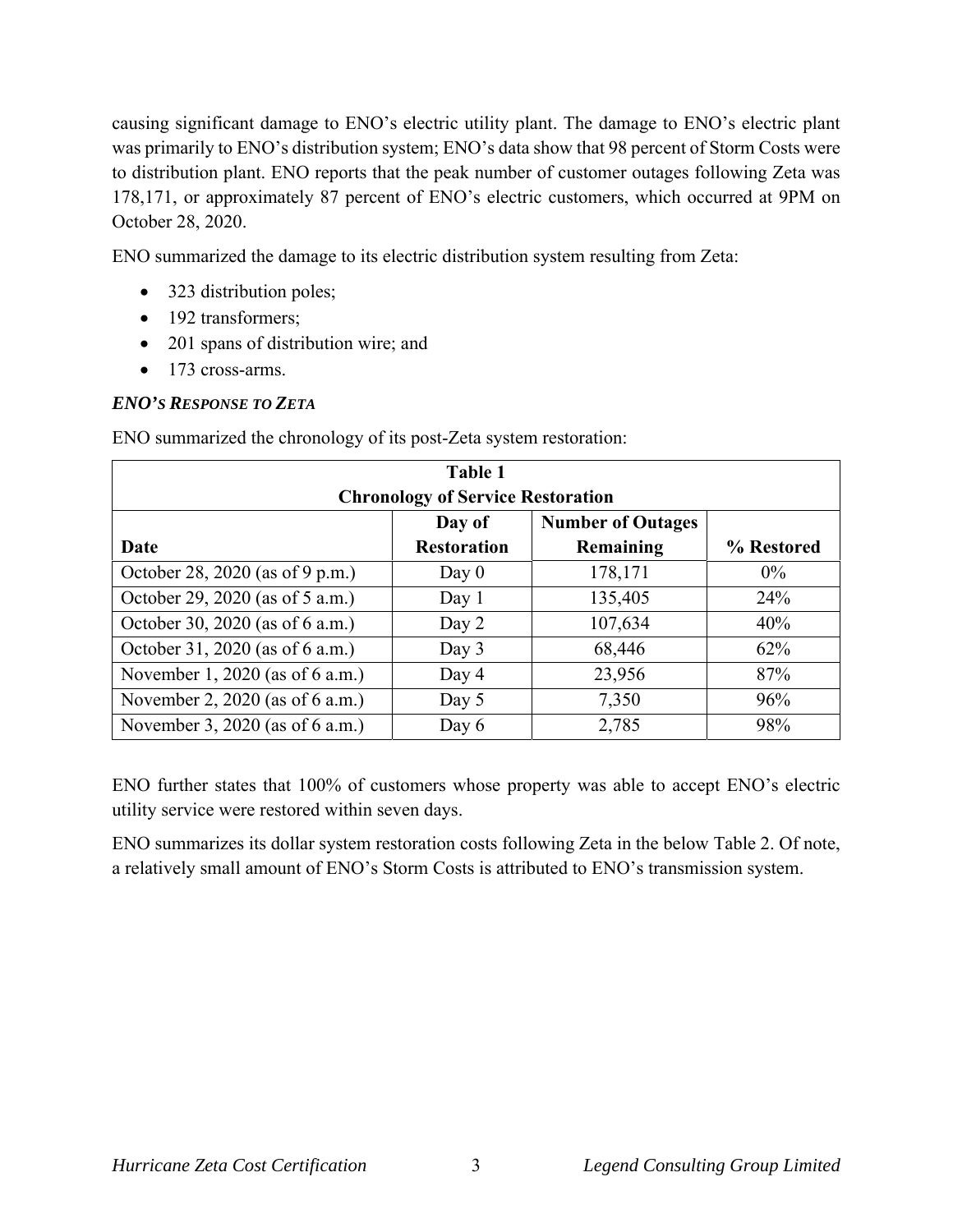causing significant damage to ENO's electric utility plant. The damage to ENO's electric plant was primarily to ENO's distribution system; ENO's data show that 98 percent of Storm Costs were to distribution plant. ENO reports that the peak number of customer outages following Zeta was 178,171, or approximately 87 percent of ENO's electric customers, which occurred at 9PM on October 28, 2020.

ENO summarized the damage to its electric distribution system resulting from Zeta:

- 323 distribution poles;
- 192 transformers;
- 201 spans of distribution wire; and
- 173 cross-arms.

### *ENO'S RESPONSE TO ZETA*

ENO summarized the chronology of its post-Zeta system restoration:

**Table 1**
**Chronology of Service Restoration**

| Date | Day of Restoration | Number of Outages Remaining | % Restored |
|---|---|---|---|
| October 28, 2020 (as of 9 p.m.) | Day 0 | 178,171 | 0% |
| October 29, 2020 (as of 5 a.m.) | Day 1 | 135,405 | 24% |
| October 30, 2020 (as of 6 a.m.) | Day 2 | 107,634 | 40% |
| October 31, 2020 (as of 6 a.m.) | Day 3 | 68,446 | 62% |
| November 1, 2020 (as of 6 a.m.) | Day 4 | 23,956 | 87% |
| November 2, 2020 (as of 6 a.m.) | Day 5 | 7,350 | 96% |
| November 3, 2020 (as of 6 a.m.) | Day 6 | 2,785 | 98% |

ENO further states that 100% of customers whose property was able to accept ENO's electric utility service were restored within seven days.

ENO summarizes its dollar system restoration costs following Zeta in the below Table 2. Of note, a relatively small amount of ENO's Storm Costs is attributed to ENO's transmission system.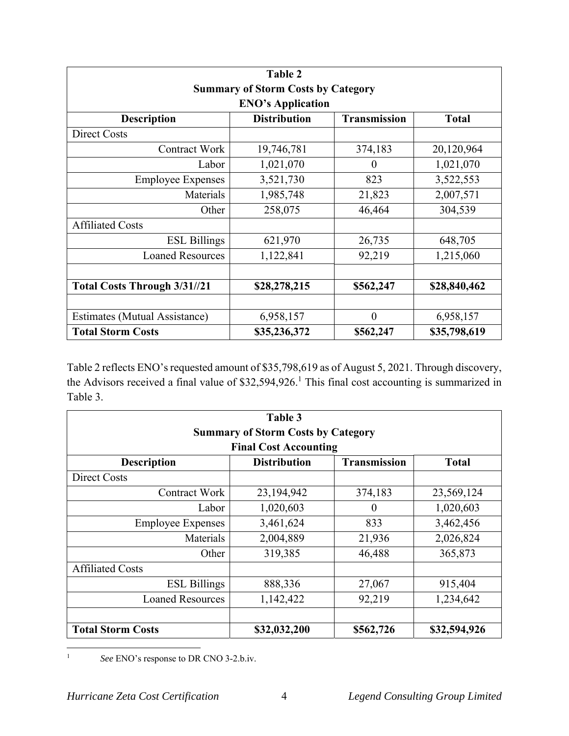| Table 2<br>Summary of Storm Costs by Category<br>ENO's Application | | | |
|---|---|---|---|
| **Description** | **Distribution** | **Transmission** | **Total** |
| Direct Costs | | | |
| Contract Work | 19,746,781 | 374,183 | 20,120,964 |
| Labor | 1,021,070 | 0 | 1,021,070 |
| Employee Expenses | 3,521,730 | 823 | 3,522,553 |
| Materials | 1,985,748 | 21,823 | 2,007,571 |
| Other | 258,075 | 46,464 | 304,539 |
| Affiliated Costs | | | |
| ESL Billings | 621,970 | 26,735 | 648,705 |
| Loaned Resources | 1,122,841 | 92,219 | 1,215,060 |
| | | | |
| **Total Costs Through 3/31//21** | **$28,278,215** | **$562,247** | **$28,840,462** |
| | | | |
| Estimates (Mutual Assistance) | 6,958,157 | 0 | 6,958,157 |
| **Total Storm Costs** | **$35,236,372** | **$562,247** | **$35,798,619** |

Table 2 reflects ENO's requested amount of $35,798,619 as of August 5, 2021. Through discovery, the Advisors received a final value of $32,594,926.[1] This final cost accounting is summarized in Table 3.

| Table 3<br>Summary of Storm Costs by Category<br>Final Cost Accounting | | | |
|---|---|---|---|
| **Description** | **Distribution** | **Transmission** | **Total** |
| Direct Costs | | | |
| Contract Work | 23,194,942 | 374,183 | 23,569,124 |
| Labor | 1,020,603 | 0 | 1,020,603 |
| Employee Expenses | 3,461,624 | 833 | 3,462,456 |
| Materials | 2,004,889 | 21,936 | 2,026,824 |
| Other | 319,385 | 46,488 | 365,873 |
| Affiliated Costs | | | |
| ESL Billings | 888,336 | 27,067 | 915,404 |
| Loaned Resources | 1,142,422 | 92,219 | 1,234,642 |
| | | | |
| **Total Storm Costs** | **$32,032,200** | **$562,726** | **$32,594,926** |

[1] *See* ENO's response to DR CNO 3-2.b.iv.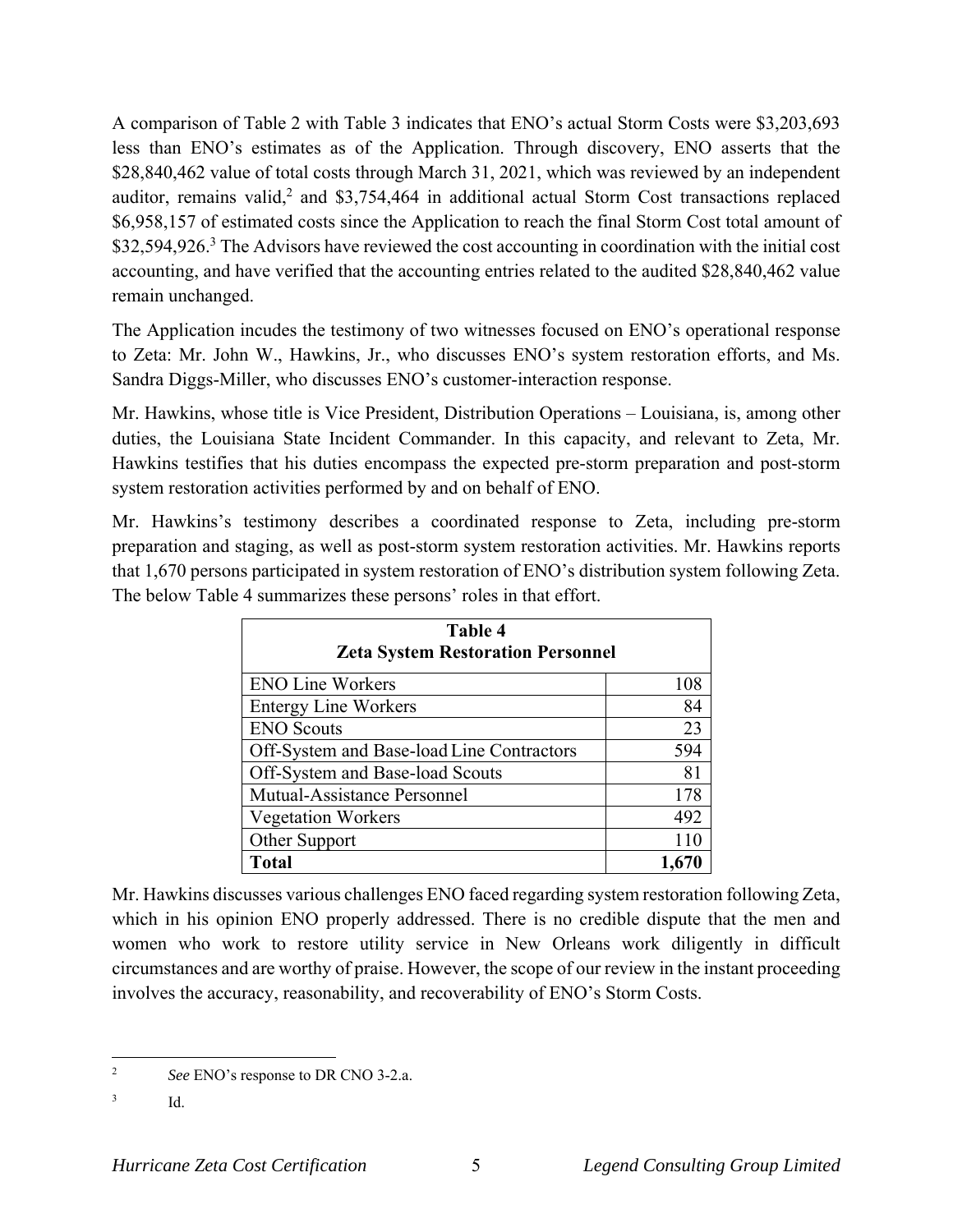A comparison of Table 2 with Table 3 indicates that ENO's actual Storm Costs were $3,203,693 less than ENO's estimates as of the Application. Through discovery, ENO asserts that the $28,840,462 value of total costs through March 31, 2021, which was reviewed by an independent auditor, remains valid,[2] and $3,754,464 in additional actual Storm Cost transactions replaced $6,958,157 of estimated costs since the Application to reach the final Storm Cost total amount of $32,594,926.[3] The Advisors have reviewed the cost accounting in coordination with the initial cost accounting, and have verified that the accounting entries related to the audited $28,840,462 value remain unchanged.

The Application incudes the testimony of two witnesses focused on ENO's operational response to Zeta: Mr. John W., Hawkins, Jr., who discusses ENO's system restoration efforts, and Ms. Sandra Diggs-Miller, who discusses ENO's customer-interaction response.

Mr. Hawkins, whose title is Vice President, Distribution Operations – Louisiana, is, among other duties, the Louisiana State Incident Commander. In this capacity, and relevant to Zeta, Mr. Hawkins testifies that his duties encompass the expected pre-storm preparation and post-storm system restoration activities performed by and on behalf of ENO.

Mr. Hawkins's testimony describes a coordinated response to Zeta, including pre-storm preparation and staging, as well as post-storm system restoration activities. Mr. Hawkins reports that 1,670 persons participated in system restoration of ENO's distribution system following Zeta. The below Table 4 summarizes these persons' roles in that effort.

| **Table 4**<br>**Zeta System Restoration Personnel** | |
|---|---|
| ENO Line Workers | 108 |
| Entergy Line Workers | 84 |
| ENO Scouts | 23 |
| Off-System and Base-load Line Contractors | 594 |
| Off-System and Base-load Scouts | 81 |
| Mutual-Assistance Personnel | 178 |
| Vegetation Workers | 492 |
| Other Support | 110 |
| **Total** | **1,670** |

Mr. Hawkins discusses various challenges ENO faced regarding system restoration following Zeta, which in his opinion ENO properly addressed. There is no credible dispute that the men and women who work to restore utility service in New Orleans work diligently in difficult circumstances and are worthy of praise. However, the scope of our review in the instant proceeding involves the accuracy, reasonability, and recoverability of ENO's Storm Costs.

[2] *See* ENO's response to DR CNO 3-2.a.

[3] Id.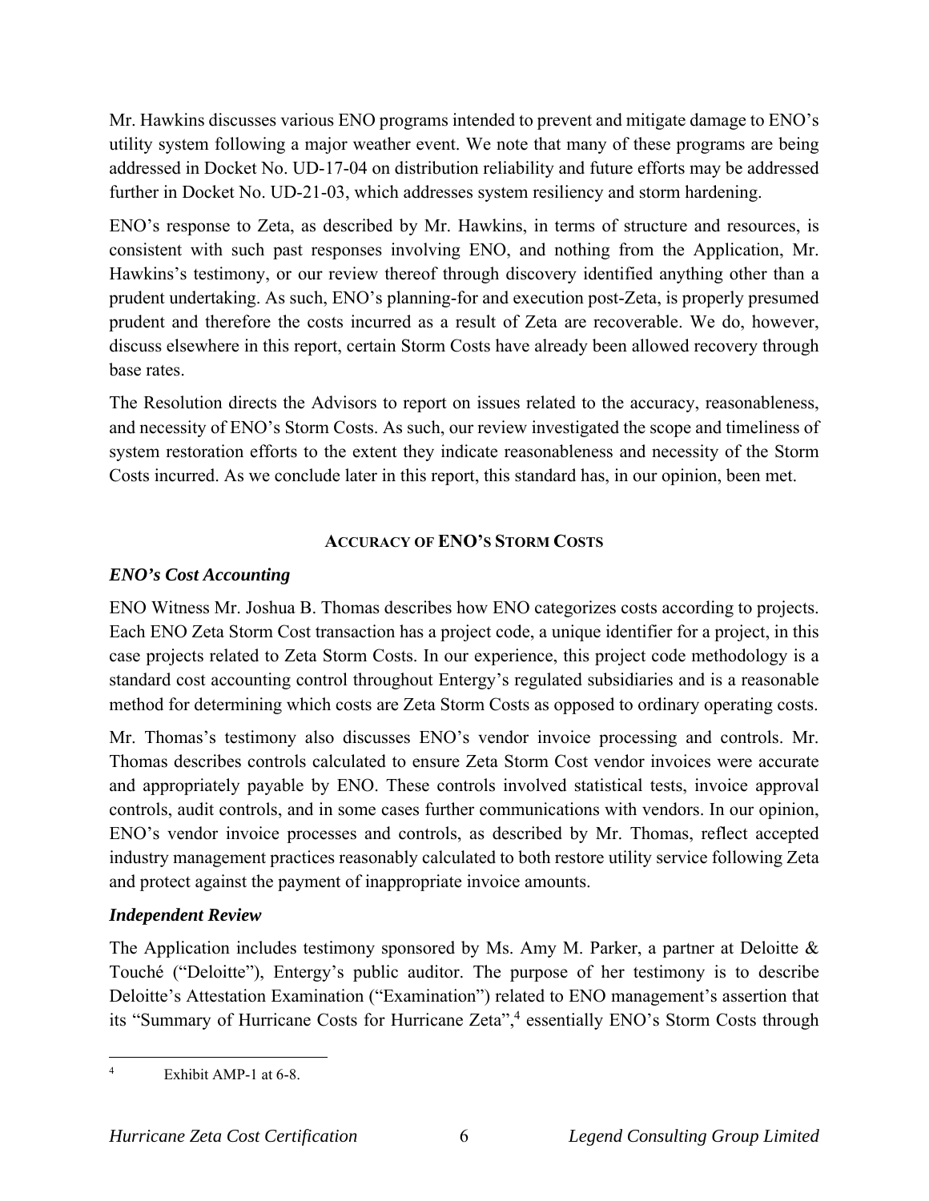Mr. Hawkins discusses various ENO programs intended to prevent and mitigate damage to ENO's utility system following a major weather event. We note that many of these programs are being addressed in Docket No. UD-17-04 on distribution reliability and future efforts may be addressed further in Docket No. UD-21-03, which addresses system resiliency and storm hardening.

ENO's response to Zeta, as described by Mr. Hawkins, in terms of structure and resources, is consistent with such past responses involving ENO, and nothing from the Application, Mr. Hawkins's testimony, or our review thereof through discovery identified anything other than a prudent undertaking. As such, ENO's planning-for and execution post-Zeta, is properly presumed prudent and therefore the costs incurred as a result of Zeta are recoverable. We do, however, discuss elsewhere in this report, certain Storm Costs have already been allowed recovery through base rates.

The Resolution directs the Advisors to report on issues related to the accuracy, reasonableness, and necessity of ENO's Storm Costs. As such, our review investigated the scope and timeliness of system restoration efforts to the extent they indicate reasonableness and necessity of the Storm Costs incurred. As we conclude later in this report, this standard has, in our opinion, been met.

## ACCURACY OF ENO'S STORM COSTS

### *ENO's Cost Accounting*

ENO Witness Mr. Joshua B. Thomas describes how ENO categorizes costs according to projects. Each ENO Zeta Storm Cost transaction has a project code, a unique identifier for a project, in this case projects related to Zeta Storm Costs. In our experience, this project code methodology is a standard cost accounting control throughout Entergy's regulated subsidiaries and is a reasonable method for determining which costs are Zeta Storm Costs as opposed to ordinary operating costs.

Mr. Thomas's testimony also discusses ENO's vendor invoice processing and controls. Mr. Thomas describes controls calculated to ensure Zeta Storm Cost vendor invoices were accurate and appropriately payable by ENO. These controls involved statistical tests, invoice approval controls, audit controls, and in some cases further communications with vendors. In our opinion, ENO's vendor invoice processes and controls, as described by Mr. Thomas, reflect accepted industry management practices reasonably calculated to both restore utility service following Zeta and protect against the payment of inappropriate invoice amounts.

### *Independent Review*

The Application includes testimony sponsored by Ms. Amy M. Parker, a partner at Deloitte & Touché ("Deloitte"), Entergy's public auditor. The purpose of her testimony is to describe Deloitte's Attestation Examination ("Examination") related to ENO management's assertion that its "Summary of Hurricane Costs for Hurricane Zeta",[4] essentially ENO's Storm Costs through

[4] Exhibit AMP-1 at 6-8.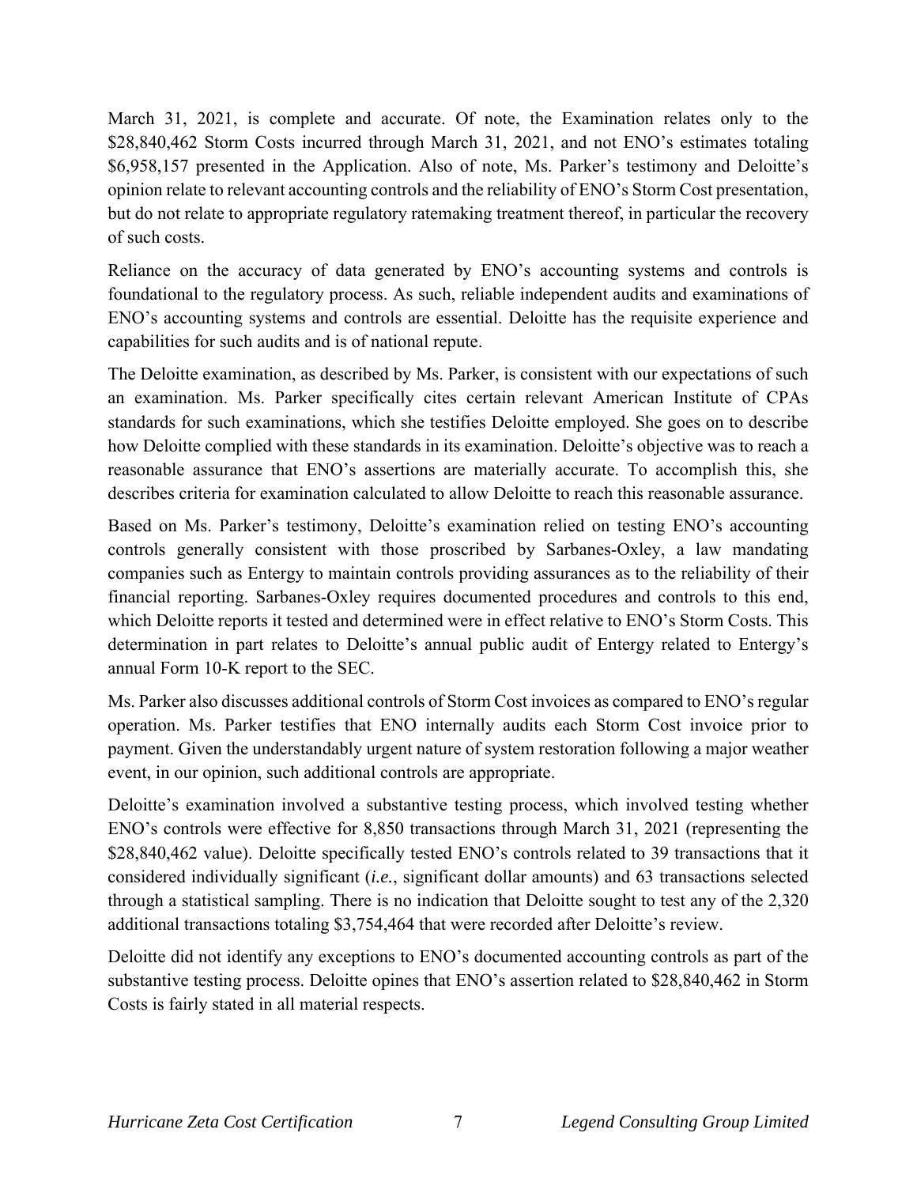March 31, 2021, is complete and accurate. Of note, the Examination relates only to the $28,840,462 Storm Costs incurred through March 31, 2021, and not ENO's estimates totaling $6,958,157 presented in the Application. Also of note, Ms. Parker's testimony and Deloitte's opinion relate to relevant accounting controls and the reliability of ENO's Storm Cost presentation, but do not relate to appropriate regulatory ratemaking treatment thereof, in particular the recovery of such costs.

Reliance on the accuracy of data generated by ENO's accounting systems and controls is foundational to the regulatory process. As such, reliable independent audits and examinations of ENO's accounting systems and controls are essential. Deloitte has the requisite experience and capabilities for such audits and is of national repute.

The Deloitte examination, as described by Ms. Parker, is consistent with our expectations of such an examination. Ms. Parker specifically cites certain relevant American Institute of CPAs standards for such examinations, which she testifies Deloitte employed. She goes on to describe how Deloitte complied with these standards in its examination. Deloitte's objective was to reach a reasonable assurance that ENO's assertions are materially accurate. To accomplish this, she describes criteria for examination calculated to allow Deloitte to reach this reasonable assurance.

Based on Ms. Parker's testimony, Deloitte's examination relied on testing ENO's accounting controls generally consistent with those proscribed by Sarbanes-Oxley, a law mandating companies such as Entergy to maintain controls providing assurances as to the reliability of their financial reporting. Sarbanes-Oxley requires documented procedures and controls to this end, which Deloitte reports it tested and determined were in effect relative to ENO's Storm Costs. This determination in part relates to Deloitte's annual public audit of Entergy related to Entergy's annual Form 10-K report to the SEC.

Ms. Parker also discusses additional controls of Storm Cost invoices as compared to ENO's regular operation. Ms. Parker testifies that ENO internally audits each Storm Cost invoice prior to payment. Given the understandably urgent nature of system restoration following a major weather event, in our opinion, such additional controls are appropriate.

Deloitte's examination involved a substantive testing process, which involved testing whether ENO's controls were effective for 8,850 transactions through March 31, 2021 (representing the $28,840,462 value). Deloitte specifically tested ENO's controls related to 39 transactions that it considered individually significant (*i.e.*, significant dollar amounts) and 63 transactions selected through a statistical sampling. There is no indication that Deloitte sought to test any of the 2,320 additional transactions totaling $3,754,464 that were recorded after Deloitte's review.

Deloitte did not identify any exceptions to ENO's documented accounting controls as part of the substantive testing process. Deloitte opines that ENO's assertion related to $28,840,462 in Storm Costs is fairly stated in all material respects.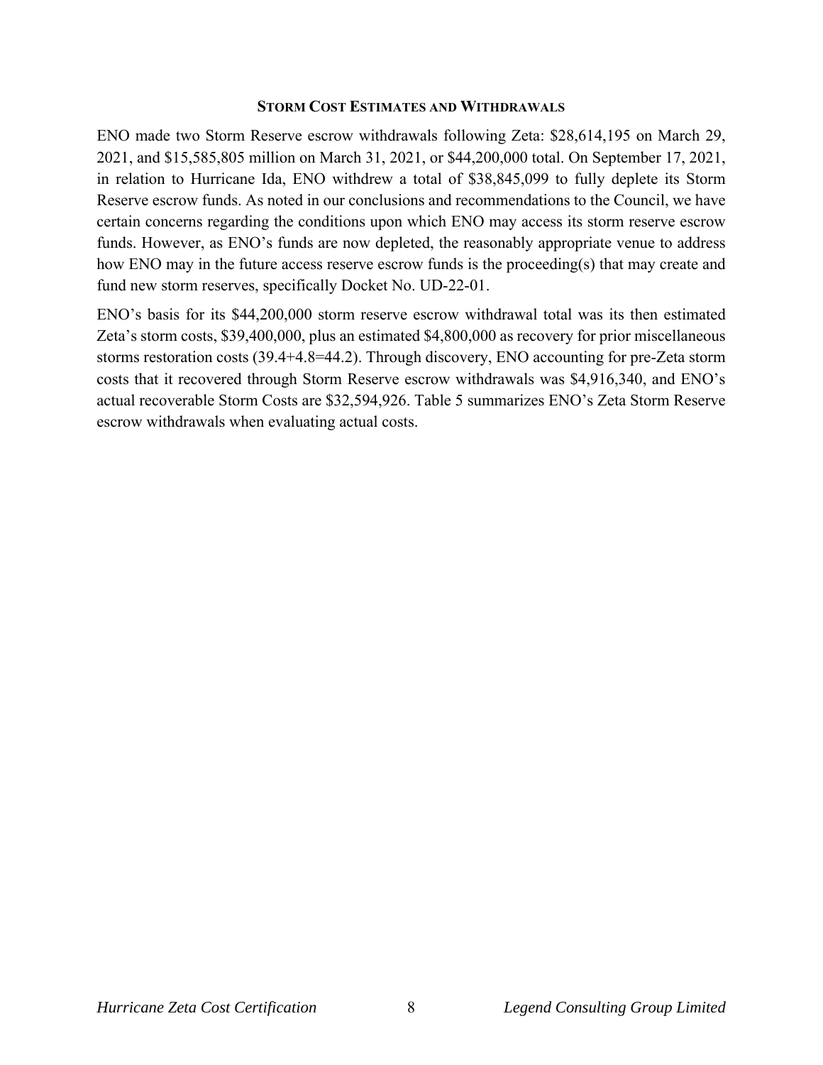### Storm Cost Estimates and Withdrawals

ENO made two Storm Reserve escrow withdrawals following Zeta: $28,614,195 on March 29, 2021, and $15,585,805 million on March 31, 2021, or $44,200,000 total. On September 17, 2021, in relation to Hurricane Ida, ENO withdrew a total of $38,845,099 to fully deplete its Storm Reserve escrow funds. As noted in our conclusions and recommendations to the Council, we have certain concerns regarding the conditions upon which ENO may access its storm reserve escrow funds. However, as ENO's funds are now depleted, the reasonably appropriate venue to address how ENO may in the future access reserve escrow funds is the proceeding(s) that may create and fund new storm reserves, specifically Docket No. UD-22-01.

ENO's basis for its $44,200,000 storm reserve escrow withdrawal total was its then estimated Zeta's storm costs, $39,400,000, plus an estimated $4,800,000 as recovery for prior miscellaneous storms restoration costs (39.4+4.8=44.2). Through discovery, ENO accounting for pre-Zeta storm costs that it recovered through Storm Reserve escrow withdrawals was $4,916,340, and ENO's actual recoverable Storm Costs are $32,594,926. Table 5 summarizes ENO's Zeta Storm Reserve escrow withdrawals when evaluating actual costs.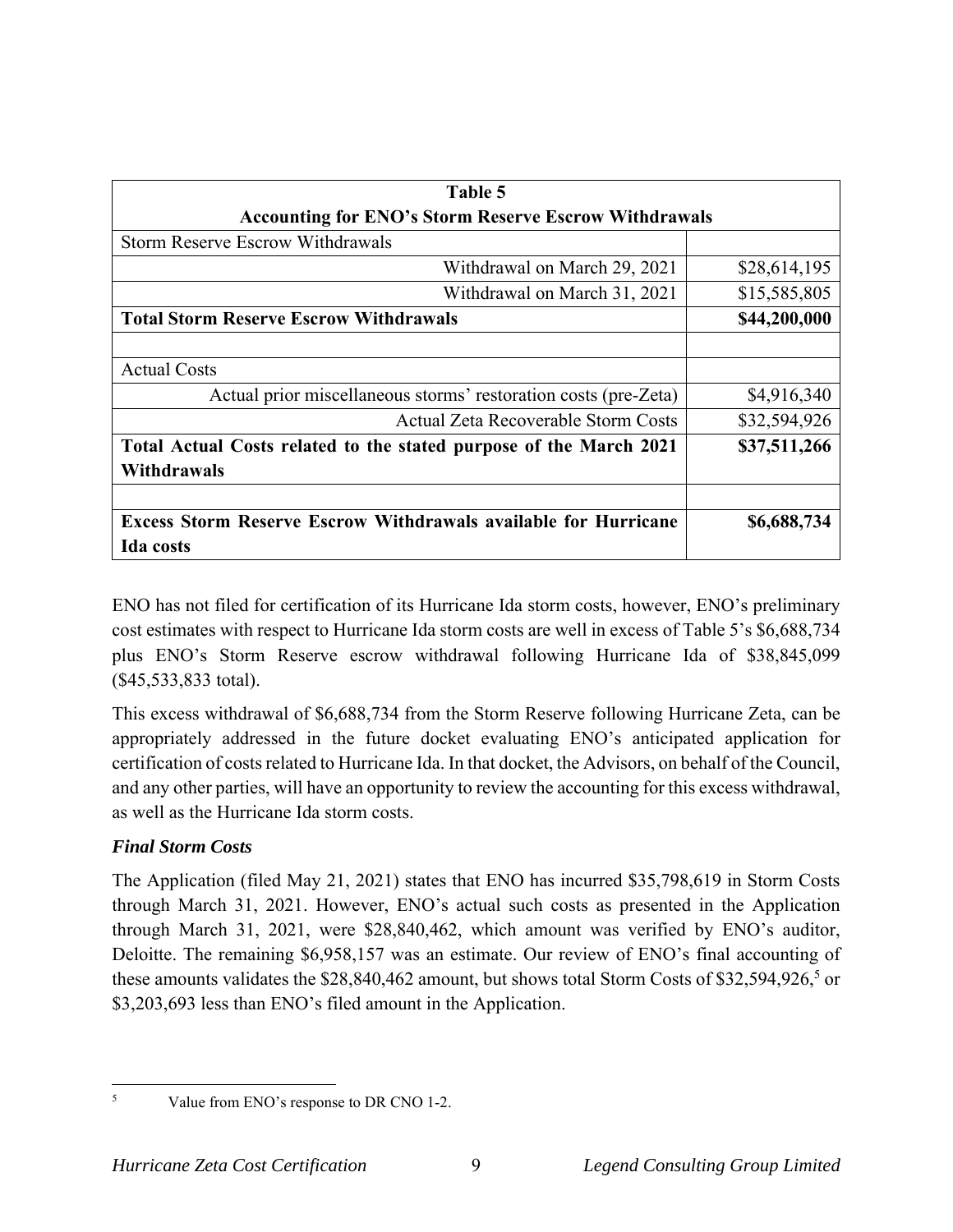| Table 5<br>Accounting for ENO's Storm Reserve Escrow Withdrawals | |
|---|---|
| Storm Reserve Escrow Withdrawals | |
| Withdrawal on March 29, 2021 | $28,614,195 |
| Withdrawal on March 31, 2021 | $15,585,805 |
| **Total Storm Reserve Escrow Withdrawals** | **$44,200,000** |
| | |
| Actual Costs | |
| Actual prior miscellaneous storms' restoration costs (pre-Zeta) | $4,916,340 |
| Actual Zeta Recoverable Storm Costs | $32,594,926 |
| **Total Actual Costs related to the stated purpose of the March 2021 Withdrawals** | **$37,511,266** |
| | |
| **Excess Storm Reserve Escrow Withdrawals available for Hurricane Ida costs** | **$6,688,734** |

ENO has not filed for certification of its Hurricane Ida storm costs, however, ENO's preliminary cost estimates with respect to Hurricane Ida storm costs are well in excess of Table 5's $6,688,734 plus ENO's Storm Reserve escrow withdrawal following Hurricane Ida of $38,845,099 ($45,533,833 total).

This excess withdrawal of $6,688,734 from the Storm Reserve following Hurricane Zeta, can be appropriately addressed in the future docket evaluating ENO's anticipated application for certification of costs related to Hurricane Ida. In that docket, the Advisors, on behalf of the Council, and any other parties, will have an opportunity to review the accounting for this excess withdrawal, as well as the Hurricane Ida storm costs.

### *Final Storm Costs*

The Application (filed May 21, 2021) states that ENO has incurred $35,798,619 in Storm Costs through March 31, 2021. However, ENO's actual such costs as presented in the Application through March 31, 2021, were $28,840,462, which amount was verified by ENO's auditor, Deloitte. The remaining $6,958,157 was an estimate. Our review of ENO's final accounting of these amounts validates the $28,840,462 amount, but shows total Storm Costs of $32,594,926,[5] or $3,203,693 less than ENO's filed amount in the Application.

[5] Value from ENO's response to DR CNO 1-2.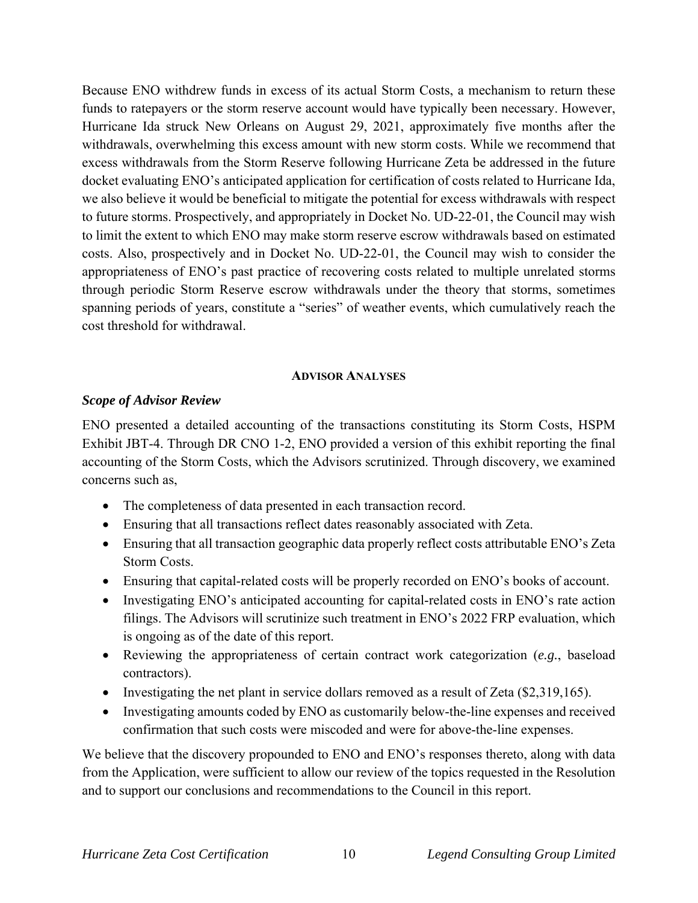Because ENO withdrew funds in excess of its actual Storm Costs, a mechanism to return these funds to ratepayers or the storm reserve account would have typically been necessary. However, Hurricane Ida struck New Orleans on August 29, 2021, approximately five months after the withdrawals, overwhelming this excess amount with new storm costs. While we recommend that excess withdrawals from the Storm Reserve following Hurricane Zeta be addressed in the future docket evaluating ENO's anticipated application for certification of costs related to Hurricane Ida, we also believe it would be beneficial to mitigate the potential for excess withdrawals with respect to future storms. Prospectively, and appropriately in Docket No. UD-22-01, the Council may wish to limit the extent to which ENO may make storm reserve escrow withdrawals based on estimated costs. Also, prospectively and in Docket No. UD-22-01, the Council may wish to consider the appropriateness of ENO's past practice of recovering costs related to multiple unrelated storms through periodic Storm Reserve escrow withdrawals under the theory that storms, sometimes spanning periods of years, constitute a "series" of weather events, which cumulatively reach the cost threshold for withdrawal.

## ADVISOR ANALYSES

### *Scope of Advisor Review*

ENO presented a detailed accounting of the transactions constituting its Storm Costs, HSPM Exhibit JBT-4. Through DR CNO 1-2, ENO provided a version of this exhibit reporting the final accounting of the Storm Costs, which the Advisors scrutinized. Through discovery, we examined concerns such as,

- The completeness of data presented in each transaction record.
- Ensuring that all transactions reflect dates reasonably associated with Zeta.
- Ensuring that all transaction geographic data properly reflect costs attributable ENO's Zeta Storm Costs.
- Ensuring that capital-related costs will be properly recorded on ENO's books of account.
- Investigating ENO's anticipated accounting for capital-related costs in ENO's rate action filings. The Advisors will scrutinize such treatment in ENO's 2022 FRP evaluation, which is ongoing as of the date of this report.
- Reviewing the appropriateness of certain contract work categorization (*e.g.*, baseload contractors).
- Investigating the net plant in service dollars removed as a result of Zeta ($2,319,165).
- Investigating amounts coded by ENO as customarily below-the-line expenses and received confirmation that such costs were miscoded and were for above-the-line expenses.

We believe that the discovery propounded to ENO and ENO's responses thereto, along with data from the Application, were sufficient to allow our review of the topics requested in the Resolution and to support our conclusions and recommendations to the Council in this report.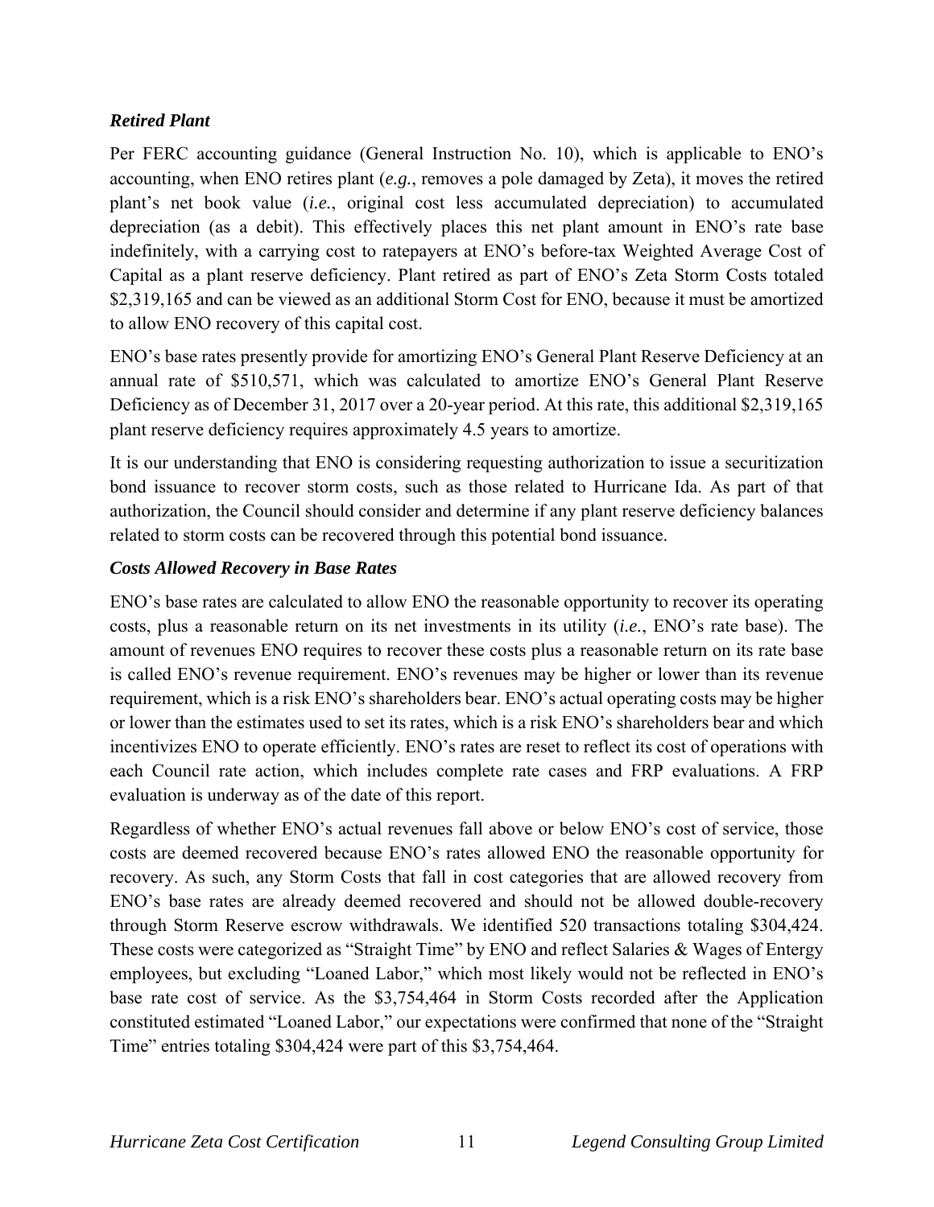### *Retired Plant*

Per FERC accounting guidance (General Instruction No. 10), which is applicable to ENO's accounting, when ENO retires plant (*e.g.*, removes a pole damaged by Zeta), it moves the retired plant's net book value (*i.e.*, original cost less accumulated depreciation) to accumulated depreciation (as a debit). This effectively places this net plant amount in ENO's rate base indefinitely, with a carrying cost to ratepayers at ENO's before-tax Weighted Average Cost of Capital as a plant reserve deficiency. Plant retired as part of ENO's Zeta Storm Costs totaled $2,319,165 and can be viewed as an additional Storm Cost for ENO, because it must be amortized to allow ENO recovery of this capital cost.

ENO's base rates presently provide for amortizing ENO's General Plant Reserve Deficiency at an annual rate of $510,571, which was calculated to amortize ENO's General Plant Reserve Deficiency as of December 31, 2017 over a 20-year period. At this rate, this additional $2,319,165 plant reserve deficiency requires approximately 4.5 years to amortize.

It is our understanding that ENO is considering requesting authorization to issue a securitization bond issuance to recover storm costs, such as those related to Hurricane Ida. As part of that authorization, the Council should consider and determine if any plant reserve deficiency balances related to storm costs can be recovered through this potential bond issuance.

### *Costs Allowed Recovery in Base Rates*

ENO's base rates are calculated to allow ENO the reasonable opportunity to recover its operating costs, plus a reasonable return on its net investments in its utility (*i.e.*, ENO's rate base). The amount of revenues ENO requires to recover these costs plus a reasonable return on its rate base is called ENO's revenue requirement. ENO's revenues may be higher or lower than its revenue requirement, which is a risk ENO's shareholders bear. ENO's actual operating costs may be higher or lower than the estimates used to set its rates, which is a risk ENO's shareholders bear and which incentivizes ENO to operate efficiently. ENO's rates are reset to reflect its cost of operations with each Council rate action, which includes complete rate cases and FRP evaluations. A FRP evaluation is underway as of the date of this report.

Regardless of whether ENO's actual revenues fall above or below ENO's cost of service, those costs are deemed recovered because ENO's rates allowed ENO the reasonable opportunity for recovery. As such, any Storm Costs that fall in cost categories that are allowed recovery from ENO's base rates are already deemed recovered and should not be allowed double-recovery through Storm Reserve escrow withdrawals. We identified 520 transactions totaling $304,424. These costs were categorized as "Straight Time" by ENO and reflect Salaries & Wages of Entergy employees, but excluding "Loaned Labor," which most likely would not be reflected in ENO's base rate cost of service. As the $3,754,464 in Storm Costs recorded after the Application constituted estimated "Loaned Labor," our expectations were confirmed that none of the "Straight Time" entries totaling $304,424 were part of this $3,754,464.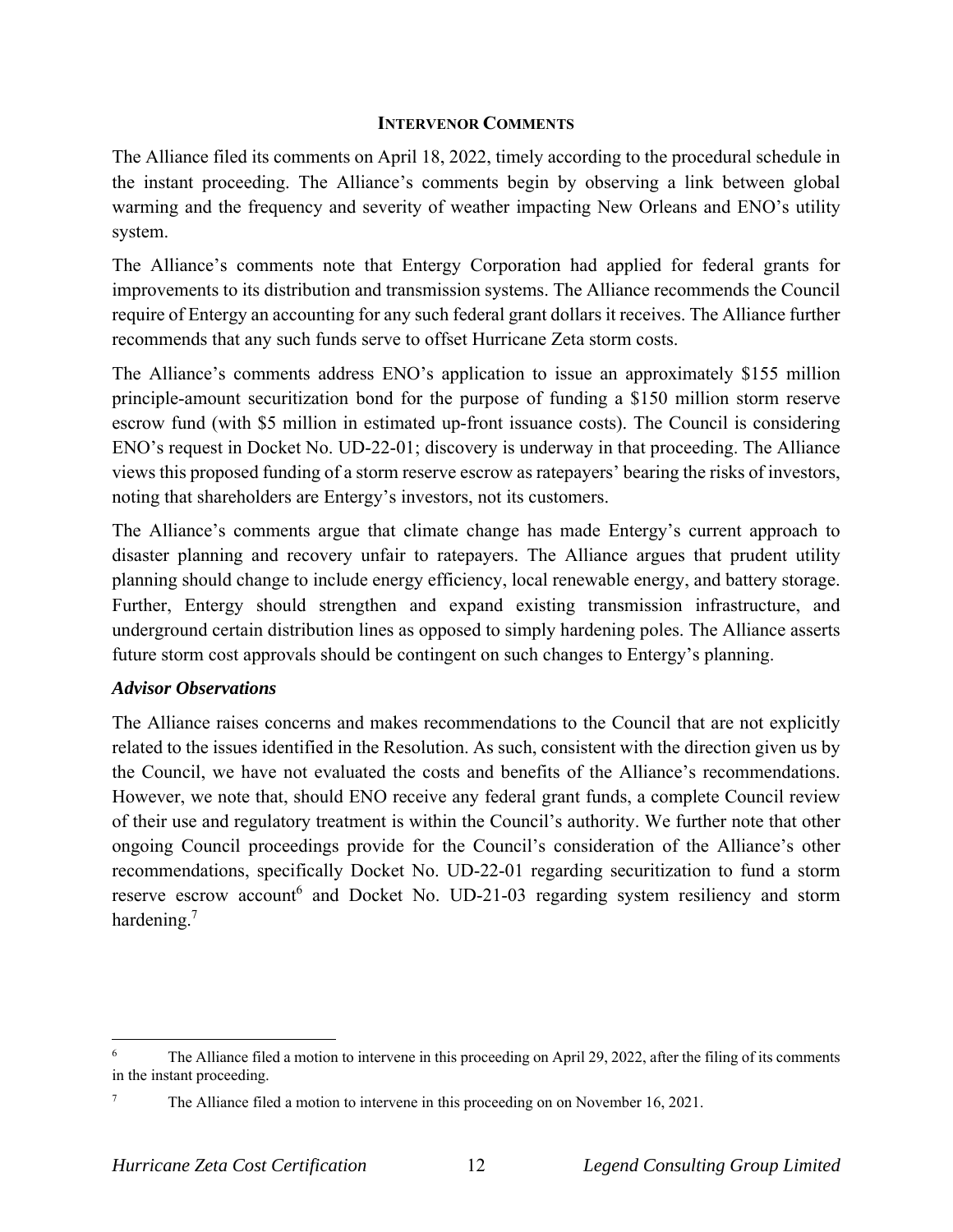## Intervenor Comments

The Alliance filed its comments on April 18, 2022, timely according to the procedural schedule in the instant proceeding. The Alliance's comments begin by observing a link between global warming and the frequency and severity of weather impacting New Orleans and ENO's utility system.

The Alliance's comments note that Entergy Corporation had applied for federal grants for improvements to its distribution and transmission systems. The Alliance recommends the Council require of Entergy an accounting for any such federal grant dollars it receives. The Alliance further recommends that any such funds serve to offset Hurricane Zeta storm costs.

The Alliance's comments address ENO's application to issue an approximately $155 million principle-amount securitization bond for the purpose of funding a $150 million storm reserve escrow fund (with $5 million in estimated up-front issuance costs). The Council is considering ENO's request in Docket No. UD-22-01; discovery is underway in that proceeding. The Alliance views this proposed funding of a storm reserve escrow as ratepayers' bearing the risks of investors, noting that shareholders are Entergy's investors, not its customers.

The Alliance's comments argue that climate change has made Entergy's current approach to disaster planning and recovery unfair to ratepayers. The Alliance argues that prudent utility planning should change to include energy efficiency, local renewable energy, and battery storage. Further, Entergy should strengthen and expand existing transmission infrastructure, and underground certain distribution lines as opposed to simply hardening poles. The Alliance asserts future storm cost approvals should be contingent on such changes to Entergy's planning.

### *Advisor Observations*

The Alliance raises concerns and makes recommendations to the Council that are not explicitly related to the issues identified in the Resolution. As such, consistent with the direction given us by the Council, we have not evaluated the costs and benefits of the Alliance's recommendations. However, we note that, should ENO receive any federal grant funds, a complete Council review of their use and regulatory treatment is within the Council's authority. We further note that other ongoing Council proceedings provide for the Council's consideration of the Alliance's other recommendations, specifically Docket No. UD-22-01 regarding securitization to fund a storm reserve escrow account[6] and Docket No. UD-21-03 regarding system resiliency and storm hardening.[7]

---

[6] The Alliance filed a motion to intervene in this proceeding on April 29, 2022, after the filing of its comments in the instant proceeding.

[7] The Alliance filed a motion to intervene in this proceeding on on November 16, 2021.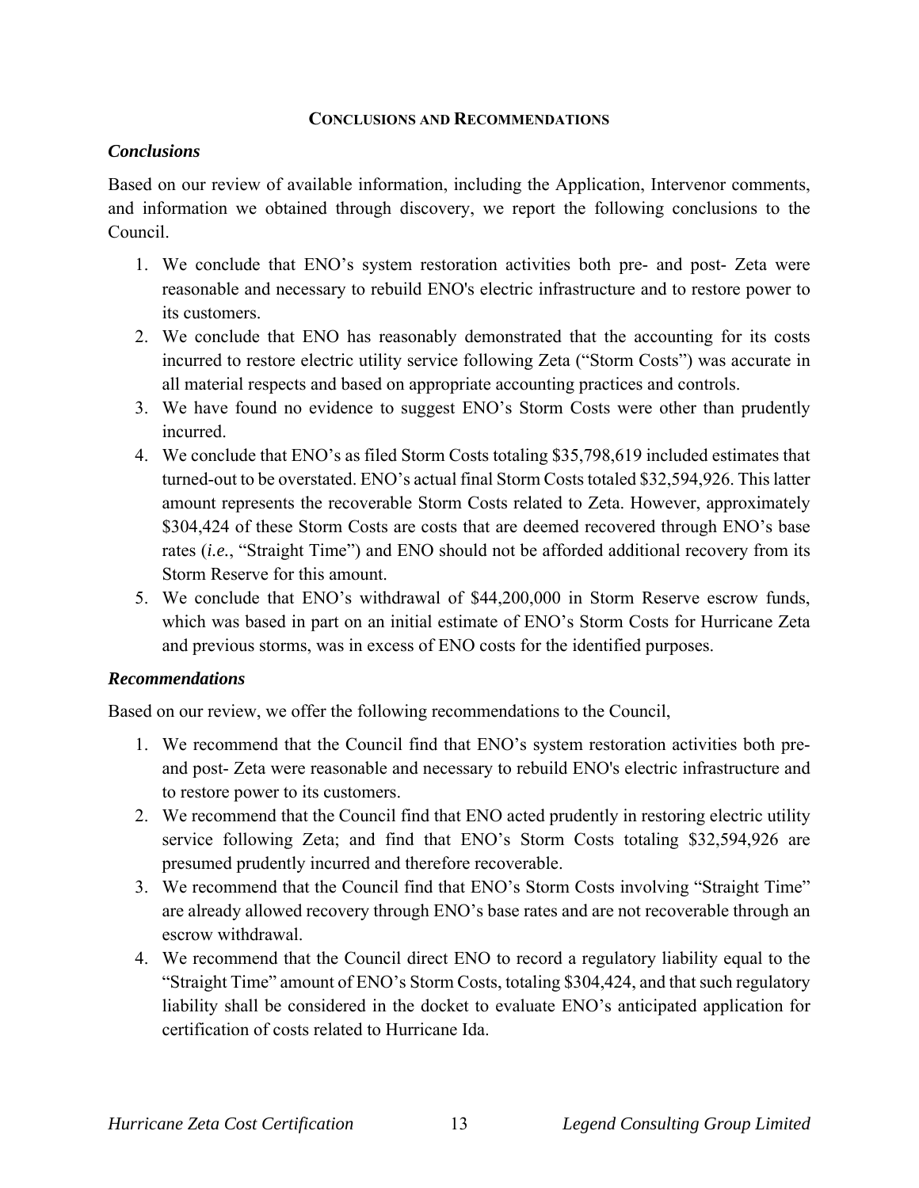## Conclusions and Recommendations

### *Conclusions*

Based on our review of available information, including the Application, Intervenor comments, and information we obtained through discovery, we report the following conclusions to the Council.

1. We conclude that ENO's system restoration activities both pre- and post- Zeta were reasonable and necessary to rebuild ENO's electric infrastructure and to restore power to its customers.
2. We conclude that ENO has reasonably demonstrated that the accounting for its costs incurred to restore electric utility service following Zeta ("Storm Costs") was accurate in all material respects and based on appropriate accounting practices and controls.
3. We have found no evidence to suggest ENO's Storm Costs were other than prudently incurred.
4. We conclude that ENO's as filed Storm Costs totaling $35,798,619 included estimates that turned-out to be overstated. ENO's actual final Storm Costs totaled $32,594,926. This latter amount represents the recoverable Storm Costs related to Zeta. However, approximately $304,424 of these Storm Costs are costs that are deemed recovered through ENO's base rates (*i.e.*, "Straight Time") and ENO should not be afforded additional recovery from its Storm Reserve for this amount.
5. We conclude that ENO's withdrawal of $44,200,000 in Storm Reserve escrow funds, which was based in part on an initial estimate of ENO's Storm Costs for Hurricane Zeta and previous storms, was in excess of ENO costs for the identified purposes.

### *Recommendations*

Based on our review, we offer the following recommendations to the Council,

1. We recommend that the Council find that ENO's system restoration activities both pre- and post- Zeta were reasonable and necessary to rebuild ENO's electric infrastructure and to restore power to its customers.
2. We recommend that the Council find that ENO acted prudently in restoring electric utility service following Zeta; and find that ENO's Storm Costs totaling $32,594,926 are presumed prudently incurred and therefore recoverable.
3. We recommend that the Council find that ENO's Storm Costs involving "Straight Time" are already allowed recovery through ENO's base rates and are not recoverable through an escrow withdrawal.
4. We recommend that the Council direct ENO to record a regulatory liability equal to the "Straight Time" amount of ENO's Storm Costs, totaling $304,424, and that such regulatory liability shall be considered in the docket to evaluate ENO's anticipated application for certification of costs related to Hurricane Ida.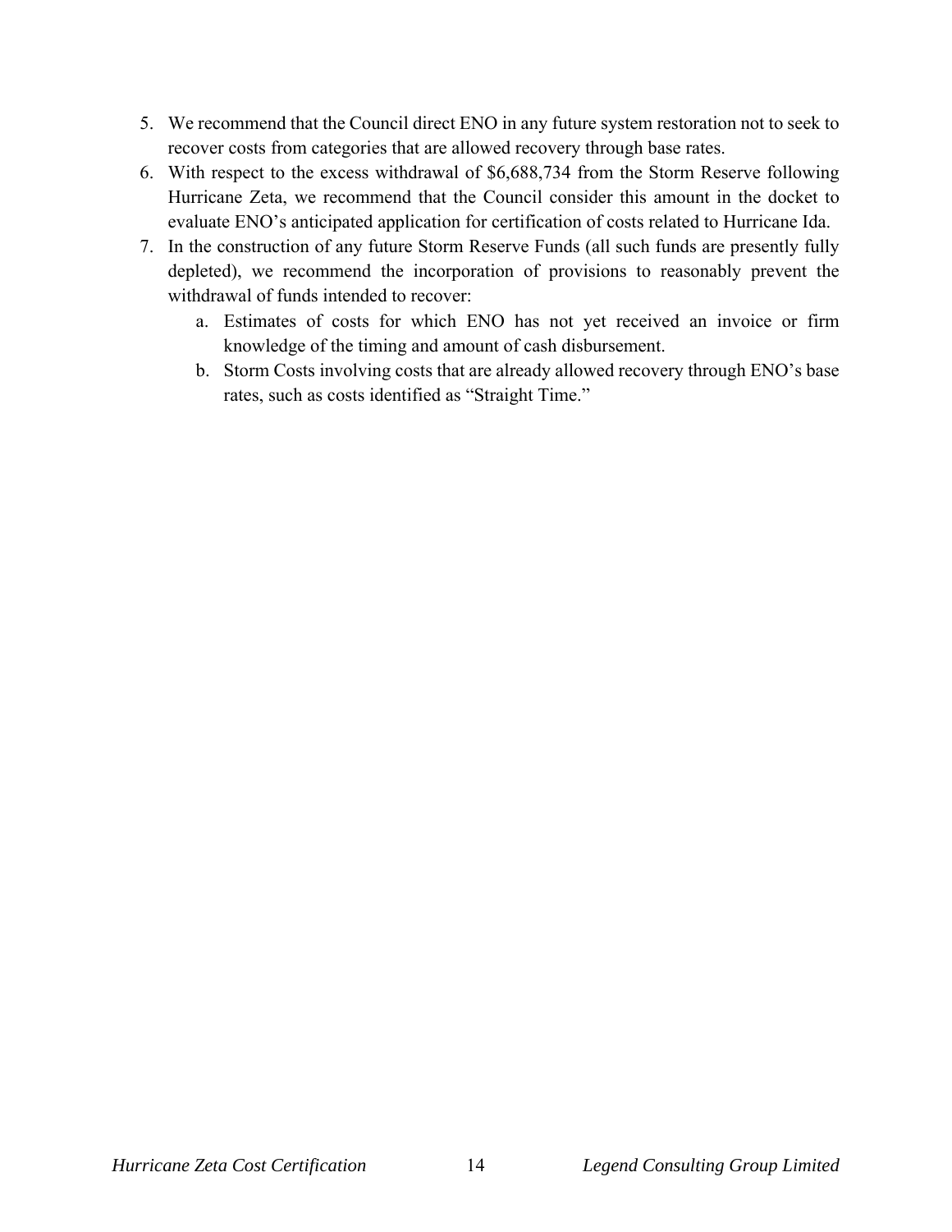5. We recommend that the Council direct ENO in any future system restoration not to seek to recover costs from categories that are allowed recovery through base rates.
6. With respect to the excess withdrawal of $6,688,734 from the Storm Reserve following Hurricane Zeta, we recommend that the Council consider this amount in the docket to evaluate ENO's anticipated application for certification of costs related to Hurricane Ida.
7. In the construction of any future Storm Reserve Funds (all such funds are presently fully depleted), we recommend the incorporation of provisions to reasonably prevent the withdrawal of funds intended to recover:
    a. Estimates of costs for which ENO has not yet received an invoice or firm knowledge of the timing and amount of cash disbursement.
    b. Storm Costs involving costs that are already allowed recovery through ENO's base rates, such as costs identified as "Straight Time."